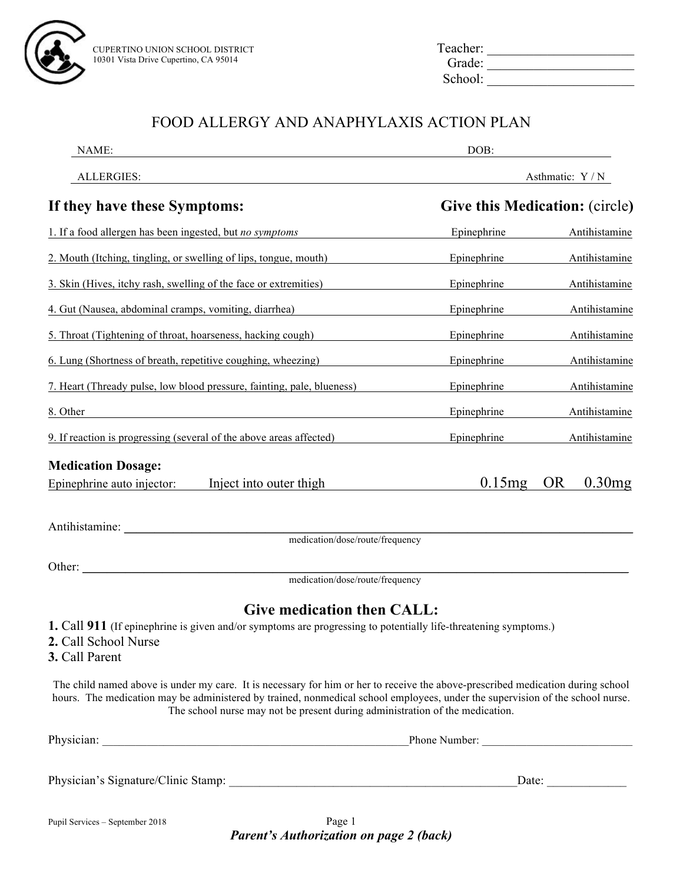CUPERTINO UNION SCHOOL DISTRICT
10301 Vista Drive Cupertino, CA 95014

Teacher: ______________________
Grade: ______________________
School: ______________________

# FOOD ALLERGY AND ANAPHYLAXIS ACTION PLAN

NAME: ______________________________________________ DOB: ______________

ALLERGIES: ______________________________________________ Asthmatic: Y / N

| If they have these Symptoms: | Give this Medication: (circle) | |
|---|---|---|
| 1. If a food allergen has been ingested, but *no symptoms* | Epinephrine | Antihistamine |
| 2. Mouth (Itching, tingling, or swelling of lips, tongue, mouth) | Epinephrine | Antihistamine |
| 3. Skin (Hives, itchy rash, swelling of the face or extremities) | Epinephrine | Antihistamine |
| 4. Gut (Nausea, abdominal cramps, vomiting, diarrhea) | Epinephrine | Antihistamine |
| 5. Throat (Tightening of throat, hoarseness, hacking cough) | Epinephrine | Antihistamine |
| 6. Lung (Shortness of breath, repetitive coughing, wheezing) | Epinephrine | Antihistamine |
| 7. Heart (Thready pulse, low blood pressure, fainting, pale, blueness) | Epinephrine | Antihistamine |
| 8. Other | Epinephrine | Antihistamine |
| 9. If reaction is progressing (several of the above areas affected) | Epinephrine | Antihistamine |

**Medication Dosage:**

Epinephrine auto injector: Inject into outer thigh 0.15mg OR 0.30mg

Antihistamine: ______________________________________________
medication/dose/route/frequency

Other: ______________________________________________
medication/dose/route/frequency

## Give medication then CALL:

**1.** Call **911** (If epinephrine is given and/or symptoms are progressing to potentially life-threatening symptoms.)
**2.** Call School Nurse
**3.** Call Parent

The child named above is under my care. It is necessary for him or her to receive the above-prescribed medication during school hours. The medication may be administered by trained, nonmedical school employees, under the supervision of the school nurse. The school nurse may not be present during administration of the medication.

Physician: ______________________________________________ Phone Number: ______________________

Physician's Signature/Clinic Stamp: ______________________________________________ Date: ____________

Pupil Services – September 2018

***Parent's Authorization on page 2 (back)***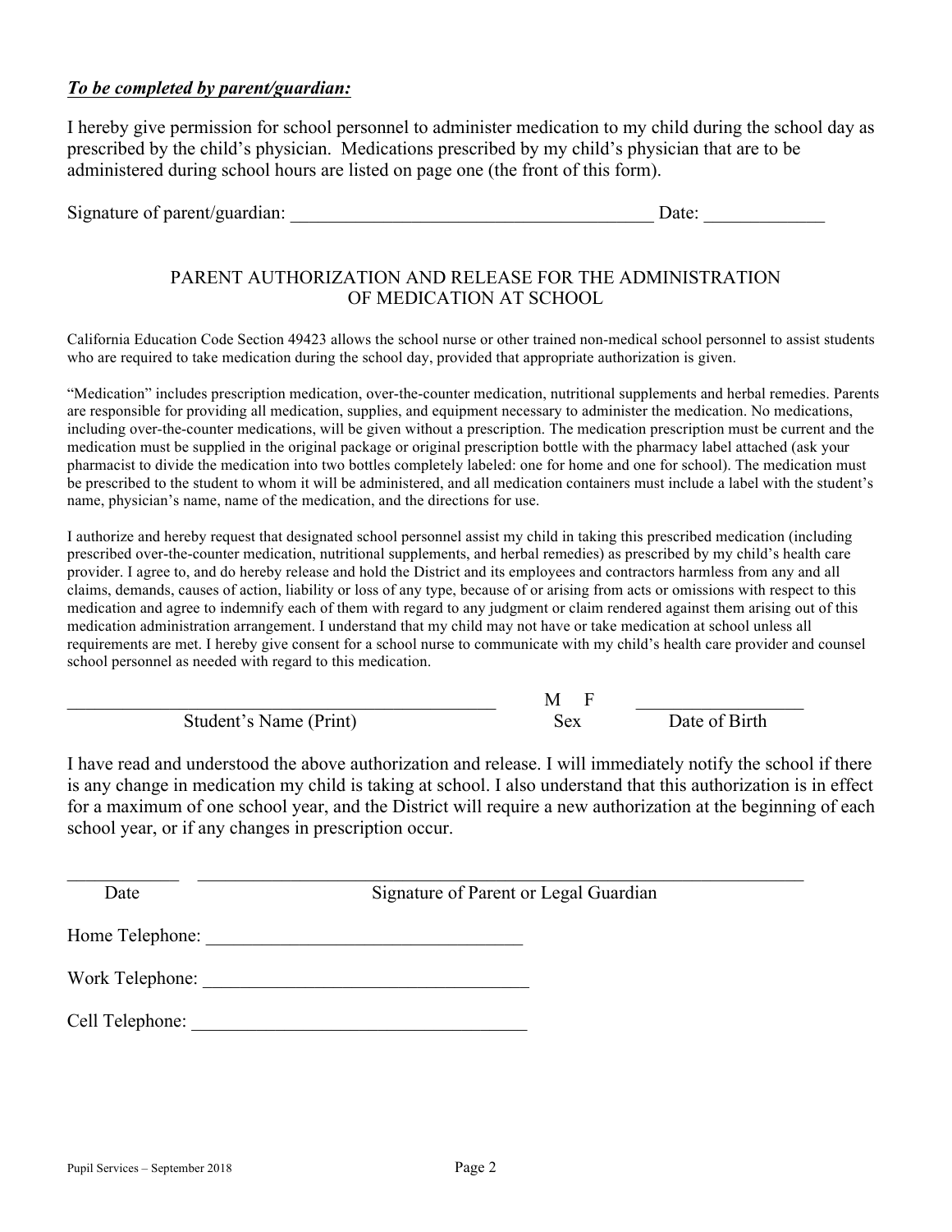***To be completed by parent/guardian:***

I hereby give permission for school personnel to administer medication to my child during the school day as prescribed by the child's physician. Medications prescribed by my child's physician that are to be administered during school hours are listed on page one (the front of this form).

Signature of parent/guardian: ________________________________________ Date: _____________

## PARENT AUTHORIZATION AND RELEASE FOR THE ADMINISTRATION OF MEDICATION AT SCHOOL

California Education Code Section 49423 allows the school nurse or other trained non-medical school personnel to assist students who are required to take medication during the school day, provided that appropriate authorization is given.

"Medication" includes prescription medication, over-the-counter medication, nutritional supplements and herbal remedies. Parents are responsible for providing all medication, supplies, and equipment necessary to administer the medication. No medications, including over-the-counter medications, will be given without a prescription. The medication prescription must be current and the medication must be supplied in the original package or original prescription bottle with the pharmacy label attached (ask your pharmacist to divide the medication into two bottles completely labeled: one for home and one for school). The medication must be prescribed to the student to whom it will be administered, and all medication containers must include a label with the student's name, physician's name, name of the medication, and the directions for use.

I authorize and hereby request that designated school personnel assist my child in taking this prescribed medication (including prescribed over-the-counter medication, nutritional supplements, and herbal remedies) as prescribed by my child's health care provider. I agree to, and do hereby release and hold the District and its employees and contractors harmless from any and all claims, demands, causes of action, liability or loss of any type, because of or arising from acts or omissions with respect to this medication and agree to indemnify each of them with regard to any judgment or claim rendered against them arising out of this medication administration arrangement. I understand that my child may not have or take medication at school unless all requirements are met. I hereby give consent for a school nurse to communicate with my child's health care provider and counsel school personnel as needed with regard to this medication.

_______________________________________________ M F __________________

Student's Name (Print) Sex Date of Birth

I have read and understood the above authorization and release. I will immediately notify the school if there is any change in medication my child is taking at school. I also understand that this authorization is in effect for a maximum of one school year, and the District will require a new authorization at the beginning of each school year, or if any changes in prescription occur.

____________ ___________________________________________________________________

Date Signature of Parent or Legal Guardian

Home Telephone: ___________________________________

Work Telephone: ____________________________________

Cell Telephone: _____________________________________

Pupil Services – September 2018